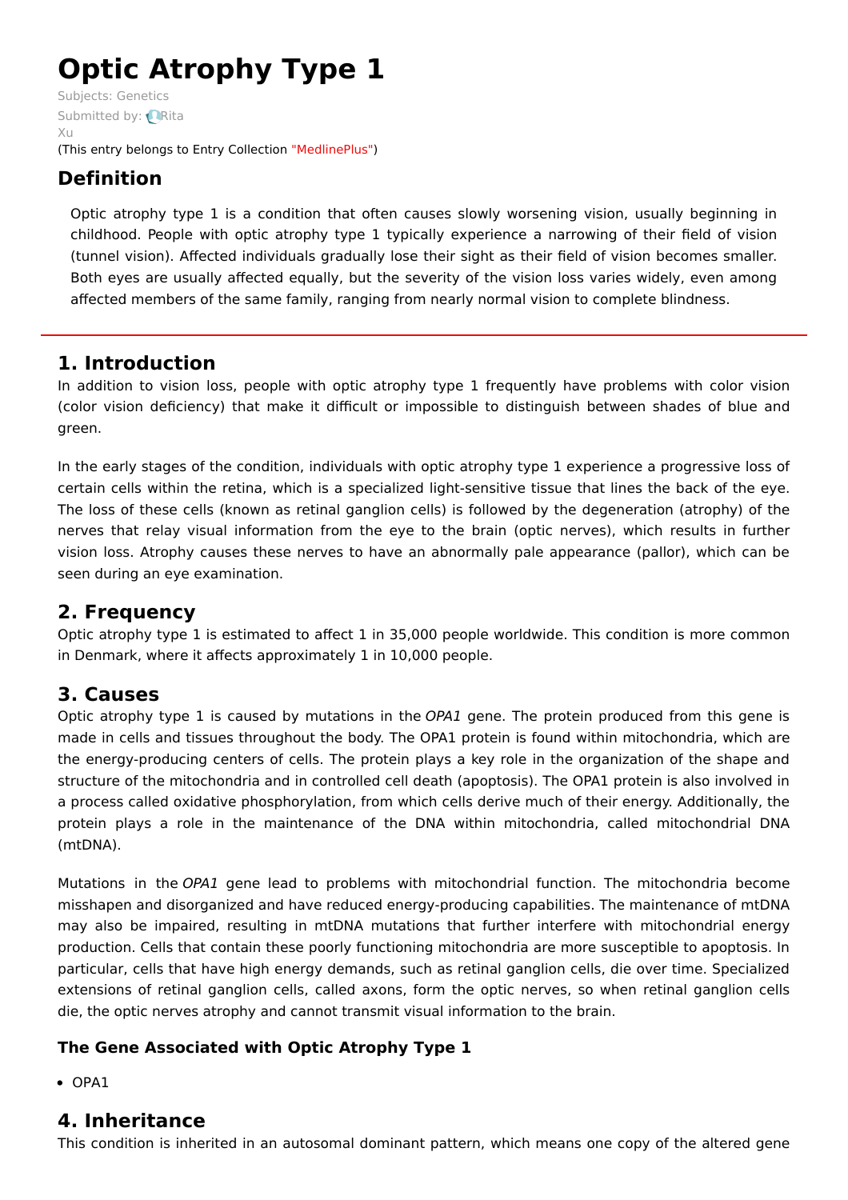# Optic Atrophy Type 1

Subjects: Genetics

Submitted by: Rita Xu

(This entry belongs to Entry Collection "MedlinePlus")

## Definition

Optic atrophy type 1 is a condition that often causes slowly worsening vision, usually beginning in childhood. People with optic atrophy type 1 typically experience a narrowing of their field of vision (tunnel vision). Affected individuals gradually lose their sight as their field of vision becomes smaller. Both eyes are usually affected equally, but the severity of the vision loss varies widely, even among affected members of the same family, ranging from nearly normal vision to complete blindness.

## 1. Introduction

In addition to vision loss, people with optic atrophy type 1 frequently have problems with color vision (color vision deficiency) that make it difficult or impossible to distinguish between shades of blue and green.

In the early stages of the condition, individuals with optic atrophy type 1 experience a progressive loss of certain cells within the retina, which is a specialized light-sensitive tissue that lines the back of the eye. The loss of these cells (known as retinal ganglion cells) is followed by the degeneration (atrophy) of the nerves that relay visual information from the eye to the brain (optic nerves), which results in further vision loss. Atrophy causes these nerves to have an abnormally pale appearance (pallor), which can be seen during an eye examination.

## 2. Frequency

Optic atrophy type 1 is estimated to affect 1 in 35,000 people worldwide. This condition is more common in Denmark, where it affects approximately 1 in 10,000 people.

## 3. Causes

Optic atrophy type 1 is caused by mutations in the *OPA1* gene. The protein produced from this gene is made in cells and tissues throughout the body. The OPA1 protein is found within mitochondria, which are the energy-producing centers of cells. The protein plays a key role in the organization of the shape and structure of the mitochondria and in controlled cell death (apoptosis). The OPA1 protein is also involved in a process called oxidative phosphorylation, from which cells derive much of their energy. Additionally, the protein plays a role in the maintenance of the DNA within mitochondria, called mitochondrial DNA (mtDNA).

Mutations in the *OPA1* gene lead to problems with mitochondrial function. The mitochondria become misshapen and disorganized and have reduced energy-producing capabilities. The maintenance of mtDNA may also be impaired, resulting in mtDNA mutations that further interfere with mitochondrial energy production. Cells that contain these poorly functioning mitochondria are more susceptible to apoptosis. In particular, cells that have high energy demands, such as retinal ganglion cells, die over time. Specialized extensions of retinal ganglion cells, called axons, form the optic nerves, so when retinal ganglion cells die, the optic nerves atrophy and cannot transmit visual information to the brain.

### The Gene Associated with Optic Atrophy Type 1

- OPA1

## 4. Inheritance

This condition is inherited in an autosomal dominant pattern, which means one copy of the altered gene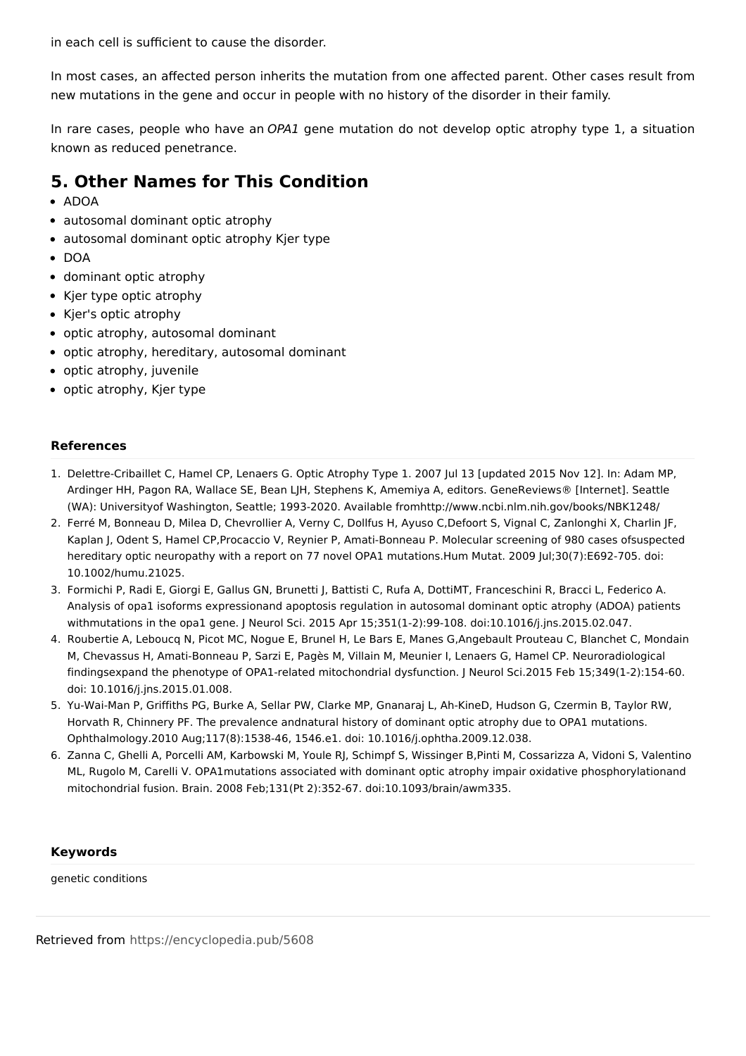in each cell is sufficient to cause the disorder.

In most cases, an affected person inherits the mutation from one affected parent. Other cases result from new mutations in the gene and occur in people with no history of the disorder in their family.

In rare cases, people who have an *OPA1* gene mutation do not develop optic atrophy type 1, a situation known as reduced penetrance.

## 5. Other Names for This Condition

- ADOA
- autosomal dominant optic atrophy
- autosomal dominant optic atrophy Kjer type
- DOA
- dominant optic atrophy
- Kjer type optic atrophy
- Kjer's optic atrophy
- optic atrophy, autosomal dominant
- optic atrophy, hereditary, autosomal dominant
- optic atrophy, juvenile
- optic atrophy, Kjer type

### References

1. Delettre-Cribaillet C, Hamel CP, Lenaers G. Optic Atrophy Type 1. 2007 Jul 13 [updated 2015 Nov 12]. In: Adam MP, Ardinger HH, Pagon RA, Wallace SE, Bean LJH, Stephens K, Amemiya A, editors. GeneReviews® [Internet]. Seattle (WA): Universityof Washington, Seattle; 1993-2020. Available fromhttp://www.ncbi.nlm.nih.gov/books/NBK1248/
2. Ferré M, Bonneau D, Milea D, Chevrollier A, Verny C, Dollfus H, Ayuso C,Defoort S, Vignal C, Zanlonghi X, Charlin JF, Kaplan J, Odent S, Hamel CP,Procaccio V, Reynier P, Amati-Bonneau P. Molecular screening of 980 cases ofsuspected hereditary optic neuropathy with a report on 77 novel OPA1 mutations.Hum Mutat. 2009 Jul;30(7):E692-705. doi: 10.1002/humu.21025.
3. Formichi P, Radi E, Giorgi E, Gallus GN, Brunetti J, Battisti C, Rufa A, DottiMT, Franceschini R, Bracci L, Federico A. Analysis of opa1 isoforms expressionand apoptosis regulation in autosomal dominant optic atrophy (ADOA) patients withmutations in the opa1 gene. J Neurol Sci. 2015 Apr 15;351(1-2):99-108. doi:10.1016/j.jns.2015.02.047.
4. Roubertie A, Leboucq N, Picot MC, Nogue E, Brunel H, Le Bars E, Manes G,Angebault Prouteau C, Blanchet C, Mondain M, Chevassus H, Amati-Bonneau P, Sarzi E, Pagès M, Villain M, Meunier I, Lenaers G, Hamel CP. Neuroradiological findingsexpand the phenotype of OPA1-related mitochondrial dysfunction. J Neurol Sci.2015 Feb 15;349(1-2):154-60. doi: 10.1016/j.jns.2015.01.008.
5. Yu-Wai-Man P, Griffiths PG, Burke A, Sellar PW, Clarke MP, Gnanaraj L, Ah-KineD, Hudson G, Czermin B, Taylor RW, Horvath R, Chinnery PF. The prevalence andnatural history of dominant optic atrophy due to OPA1 mutations. Ophthalmology.2010 Aug;117(8):1538-46, 1546.e1. doi: 10.1016/j.ophtha.2009.12.038.
6. Zanna C, Ghelli A, Porcelli AM, Karbowski M, Youle RJ, Schimpf S, Wissinger B,Pinti M, Cossarizza A, Vidoni S, Valentino ML, Rugolo M, Carelli V. OPA1mutations associated with dominant optic atrophy impair oxidative phosphorylationand mitochondrial fusion. Brain. 2008 Feb;131(Pt 2):352-67. doi:10.1093/brain/awm335.

### Keywords

genetic conditions

Retrieved from https://encyclopedia.pub/5608